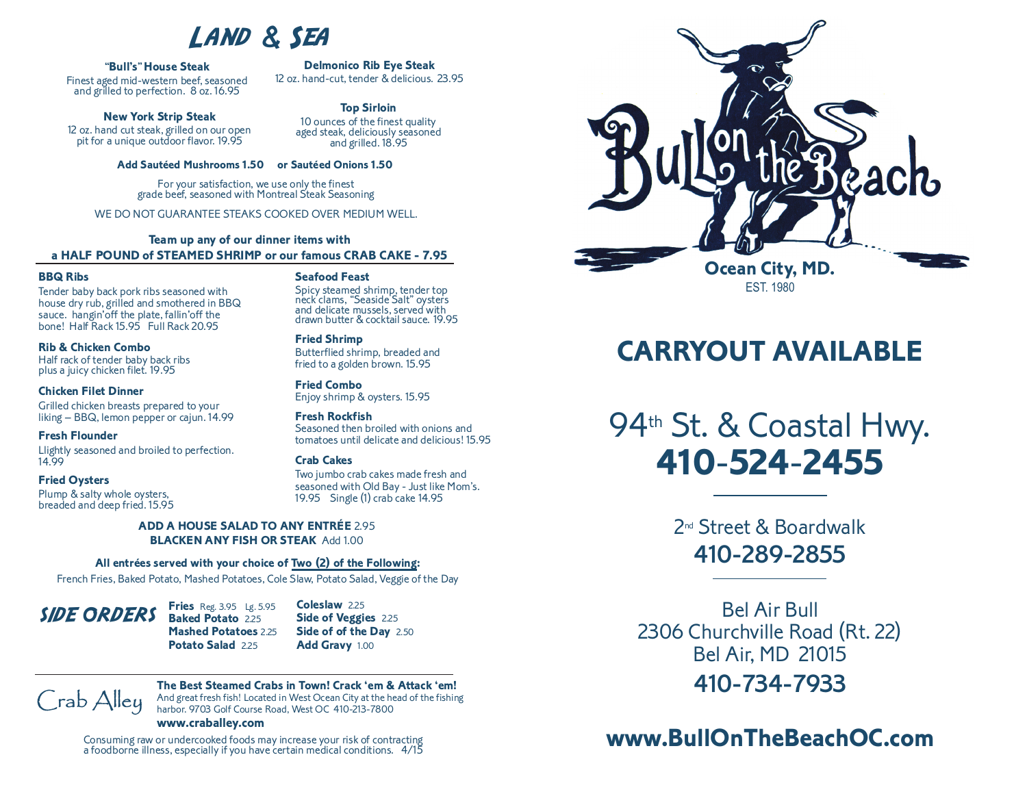# Land & Sea

**"Bull's" House Steak**
Finest aged mid-western beef, seasoned and grilled to perfection. 8 oz. 16.95

**Delmonico Rib Eye Steak**
12 oz. hand-cut, tender & delicious. 23.95

**New York Strip Steak**
12 oz. hand cut steak, grilled on our open pit for a unique outdoor flavor. 19.95

**Top Sirloin**
10 ounces of the finest quality aged steak, deliciously seasoned and grilled. 18.95

**Add Sautéed Mushrooms 1.50 or Sautéed Onions 1.50**

For your satisfaction, we use only the finest grade beef, seasoned with Montreal Steak Seasoning

WE DO NOT GUARANTEE STEAKS COOKED OVER MEDIUM WELL.

**Team up any of our dinner items with a HALF POUND of STEAMED SHRIMP or our famous CRAB CAKE - 7.95**

**BBQ Ribs**
Tender baby back pork ribs seasoned with house dry rub, grilled and smothered in BBQ sauce. hangin'off the plate, fallin'off the bone! Half Rack 15.95 Full Rack 20.95

**Rib & Chicken Combo**
Half rack of tender baby back ribs plus a juicy chicken filet. 19.95

**Chicken Filet Dinner**
Grilled chicken breasts prepared to your liking – BBQ, lemon pepper or cajun. 14.99

**Fresh Flounder**
Llightly seasoned and broiled to perfection. 14.99

**Fried Oysters**
Plump & salty whole oysters, breaded and deep fried. 15.95

**Seafood Feast**
Spicy steamed shrimp, tender top neck clams, "Seaside Salt" oysters and delicate mussels, served with drawn butter & cocktail sauce. 19.95

**Fried Shrimp**
Butterflied shrimp, breaded and fried to a golden brown. 15.95

**Fried Combo**
Enjoy shrimp & oysters. 15.95

**Fresh Rockfish**
Seasoned then broiled with onions and tomatoes until delicate and delicious! 15.95

**Crab Cakes**
Two jumbo crab cakes made fresh and seasoned with Old Bay - Just like Mom's. 19.95 Single (1) crab cake 14.95

**ADD A HOUSE SALAD TO ANY ENTRÉE** 2.95
**BLACKEN ANY FISH OR STEAK** Add 1.00

**All entrées served with your choice of Two (2) of the Following:**
French Fries, Baked Potato, Mashed Potatoes, Cole Slaw, Potato Salad, Veggie of the Day

## Side Orders

- **Fries** Reg. 3.95 Lg. 5.95
- **Baked Potato** 2.25
- **Mashed Potatoes** 2.25
- **Potato Salad** 2.25
- **Coleslaw** 2.25
- **Side of Veggies** 2.25
- **Side of of the Day** 2.50
- **Add Gravy** 1.00

## Crab Alley

**The Best Steamed Crabs in Town! Crack 'em & Attack 'em!**
And great fresh fish! Located in West Ocean City at the head of the fishing harbor. 9703 Golf Course Road, West OC 410-213-7800
**www.craballey.com**

Consuming raw or undercooked foods may increase your risk of contracting a foodborne illness, especially if you have certain medical conditions. 4/15

# Bull on the Beach

**Ocean City, MD.**
EST. 1980

## CARRYOUT AVAILABLE

94th St. & Coastal Hwy.
**410-524-2455**

2nd Street & Boardwalk
**410-289-2855**

Bel Air Bull
2306 Churchville Road (Rt. 22)
Bel Air, MD 21015
**410-734-7933**

**www.BullOnTheBeachOC.com**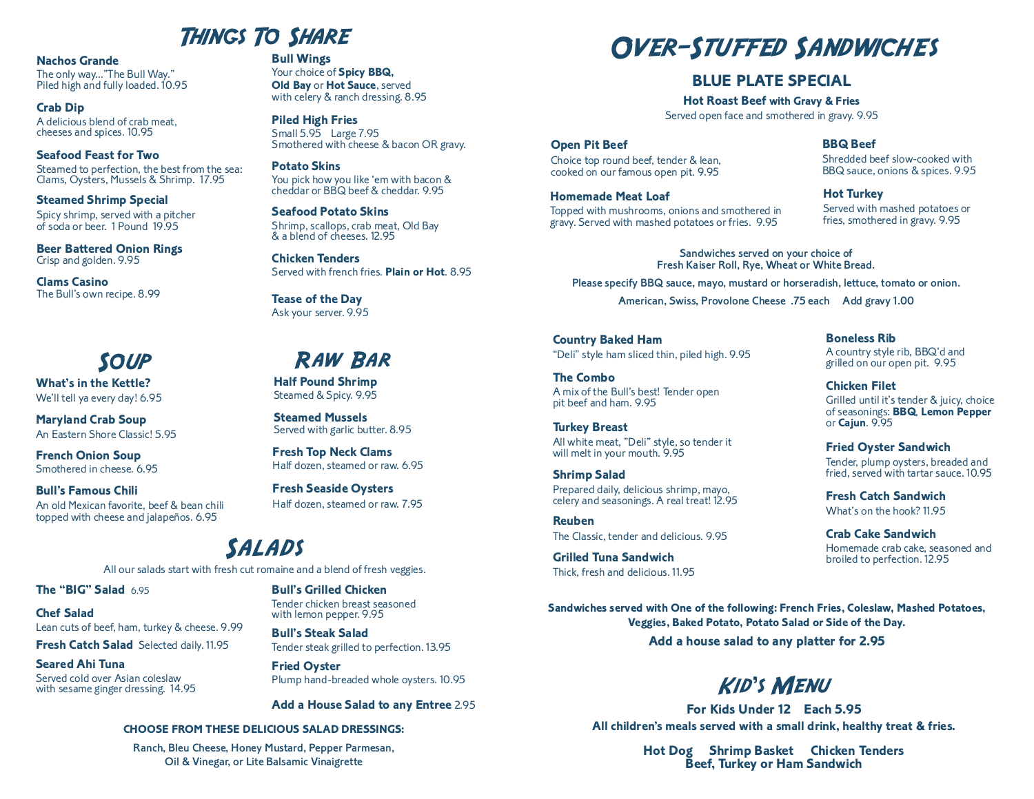# Things To Share

**Nachos Grande**
The only way..."The Bull Way." Piled high and fully loaded. 10.95

**Crab Dip**
A delicious blend of crab meat, cheeses and spices. 10.95

**Seafood Feast for Two**
Steamed to perfection, the best from the sea: Clams, Oysters, Mussels & Shrimp. 17.95

**Steamed Shrimp Special**
Spicy shrimp, served with a pitcher of soda or beer. 1 Pound 19.95

**Beer Battered Onion Rings**
Crisp and golden. 9.95

**Clams Casino**
The Bull's own recipe. 8.99

**Bull Wings**
Your choice of **Spicy BBQ, Old Bay** or **Hot Sauce**, served with celery & ranch dressing. 8.95

**Piled High Fries**
Small 5.95 Large 7.95
Smothered with cheese & bacon OR gravy.

**Potato Skins**
You pick how you like 'em with bacon & cheddar or BBQ beef & cheddar. 9.95

**Seafood Potato Skins**
Shrimp, scallops, crab meat, Old Bay & a blend of cheeses. 12.95

**Chicken Tenders**
Served with french fries. **Plain or Hot**. 8.95

**Tease of the Day**
Ask your server. 9.95

# Soup

**What's in the Kettle?**
We'll tell ya every day! 6.95

**Maryland Crab Soup**
An Eastern Shore Classic! 5.95

**French Onion Soup**
Smothered in cheese. 6.95

**Bull's Famous Chili**
An old Mexican favorite, beef & bean chili topped with cheese and jalapeños. 6.95

# Raw Bar

**Half Pound Shrimp**
Steamed & Spicy. 9.95

**Steamed Mussels**
Served with garlic butter. 8.95

**Fresh Top Neck Clams**
Half dozen, steamed or raw. 6.95

**Fresh Seaside Oysters**
Half dozen, steamed or raw. 7.95

# Salads

All our salads start with fresh cut romaine and a blend of fresh veggies.

**The "BIG" Salad** 6.95

**Chef Salad**
Lean cuts of beef, ham, turkey & cheese. 9.99

**Fresh Catch Salad** Selected daily. 11.95

**Seared Ahi Tuna**
Served cold over Asian coleslaw with sesame ginger dressing. 14.95

**Bull's Grilled Chicken**
Tender chicken breast seasoned with lemon pepper. 9.95

**Bull's Steak Salad**
Tender steak grilled to perfection. 13.95

**Fried Oyster**
Plump hand-breaded whole oysters. 10.95

**Add a House Salad to any Entree** 2.95

**CHOOSE FROM THESE DELICIOUS SALAD DRESSINGS:**

**Ranch, Bleu Cheese, Honey Mustard, Pepper Parmesan, Oil & Vinegar, or Lite Balsamic Vinaigrette**

# Over-Stuffed Sandwiches

## BLUE PLATE SPECIAL

**Hot Roast Beef with Gravy & Fries**
Served open face and smothered in gravy. 9.95

**Open Pit Beef**
Choice top round beef, tender & lean, cooked on our famous open pit. 9.95

**Homemade Meat Loaf**
Topped with mushrooms, onions and smothered in gravy. Served with mashed potatoes or fries. 9.95

**BBQ Beef**
Shredded beef slow-cooked with BBQ sauce, onions & spices. 9.95

**Hot Turkey**
Served with mashed potatoes or fries, smothered in gravy. 9.95

**Sandwiches served on your choice of Fresh Kaiser Roll, Rye, Wheat or White Bread.**

**Please specify BBQ sauce, mayo, mustard or horseradish, lettuce, tomato or onion.**

**American, Swiss, Provolone Cheese .75 each Add gravy 1.00**

**Country Baked Ham**
"Deli" style ham sliced thin, piled high. 9.95

**The Combo**
A mix of the Bull's best! Tender open pit beef and ham. 9.95

**Turkey Breast**
All white meat, "Deli" style, so tender it will melt in your mouth. 9.95

**Shrimp Salad**
Prepared daily, delicious shrimp, mayo, celery and seasonings. A real treat! 12.95

**Reuben**
The Classic, tender and delicious. 9.95

**Grilled Tuna Sandwich**
Thick, fresh and delicious. 11.95

**Boneless Rib**
A country style rib, BBQ'd and grilled on our open pit. 9.95

**Chicken Filet**
Grilled until it's tender & juicy, choice of seasonings: **BBQ**, **Lemon Pepper** or **Cajun**. 9.95

**Fried Oyster Sandwich**
Tender, plump oysters, breaded and fried, served with tartar sauce. 10.95

**Fresh Catch Sandwich**
What's on the hook? 11.95

**Crab Cake Sandwich**
Homemade crab cake, seasoned and broiled to perfection. 12.95

**Sandwiches served with One of the following: French Fries, Coleslaw, Mashed Potatoes, Veggies, Baked Potato, Potato Salad or Side of the Day.**

**Add a house salad to any platter for 2.95**

# Kid's Menu

**For Kids Under 12 Each 5.95**

**All children's meals served with a small drink, healthy treat & fries.**

**Hot Dog Shrimp Basket Chicken Tenders**
**Beef, Turkey or Ham Sandwich**